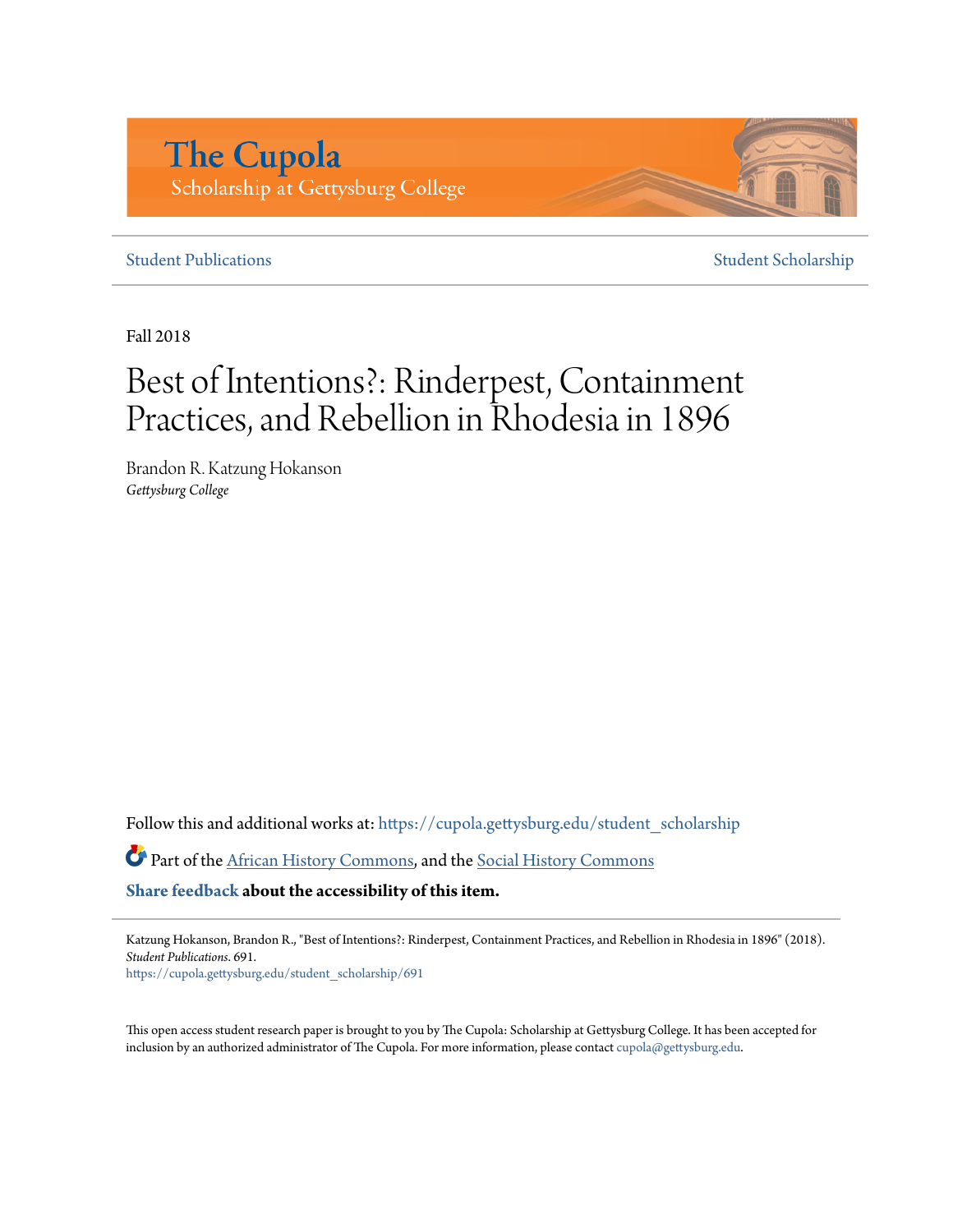The Cupola
Scholarship at Gettysburg College

Student Publications | Student Scholarship

Fall 2018

# Best of Intentions?: Rinderpest, Containment Practices, and Rebellion in Rhodesia in 1896

Brandon R. Katzung Hokanson
*Gettysburg College*

Follow this and additional works at: https://cupola.gettysburg.edu/student_scholarship

Part of the African History Commons, and the Social History Commons

**Share feedback about the accessibility of this item.**

Katzung Hokanson, Brandon R., "Best of Intentions?: Rinderpest, Containment Practices, and Rebellion in Rhodesia in 1896" (2018). *Student Publications*. 691.
https://cupola.gettysburg.edu/student_scholarship/691

This open access student research paper is brought to you by The Cupola: Scholarship at Gettysburg College. It has been accepted for inclusion by an authorized administrator of The Cupola. For more information, please contact cupola@gettysburg.edu.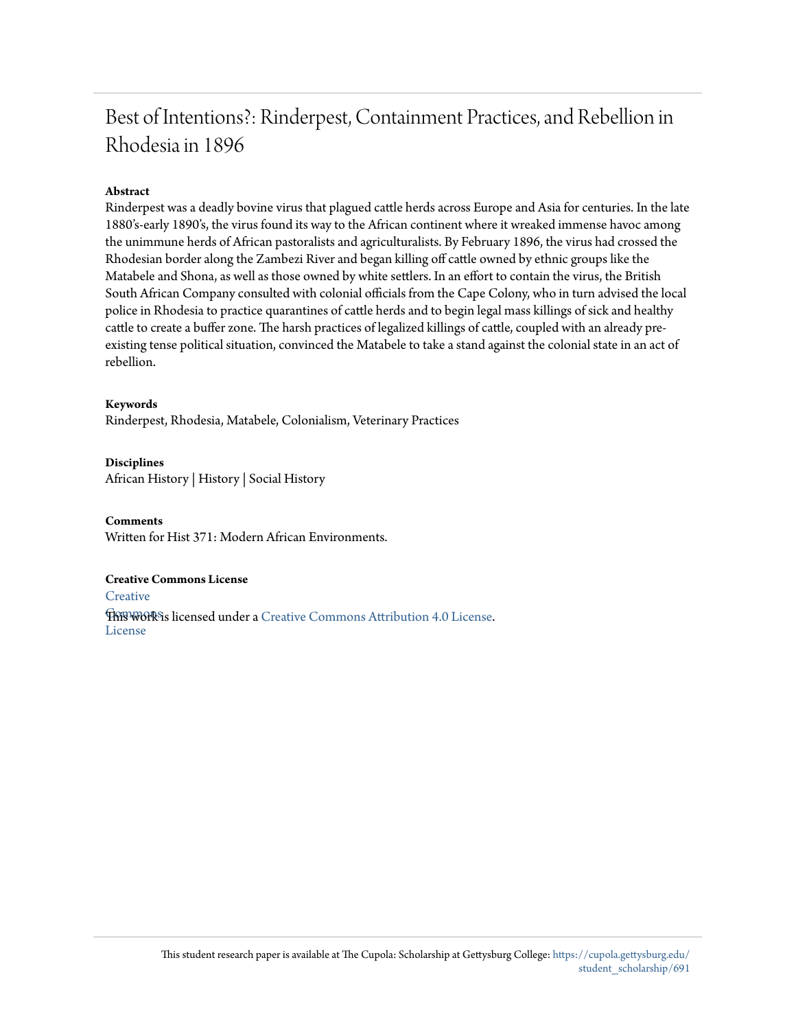# Best of Intentions?: Rinderpest, Containment Practices, and Rebellion in Rhodesia in 1896

**Abstract**

Rinderpest was a deadly bovine virus that plagued cattle herds across Europe and Asia for centuries. In the late 1880's-early 1890's, the virus found its way to the African continent where it wreaked immense havoc among the unimmune herds of African pastoralists and agriculturalists. By February 1896, the virus had crossed the Rhodesian border along the Zambezi River and began killing off cattle owned by ethnic groups like the Matabele and Shona, as well as those owned by white settlers. In an effort to contain the virus, the British South African Company consulted with colonial officials from the Cape Colony, who in turn advised the local police in Rhodesia to practice quarantines of cattle herds and to begin legal mass killings of sick and healthy cattle to create a buffer zone. The harsh practices of legalized killings of cattle, coupled with an already pre-existing tense political situation, convinced the Matabele to take a stand against the colonial state in an act of rebellion.

**Keywords**

Rinderpest, Rhodesia, Matabele, Colonialism, Veterinary Practices

**Disciplines**

African History | History | Social History

**Comments**

Written for Hist 371: Modern African Environments.

**Creative Commons License**

Creative Commons License

This work is licensed under a Creative Commons Attribution 4.0 License.

This student research paper is available at The Cupola: Scholarship at Gettysburg College: https://cupola.gettysburg.edu/student_scholarship/691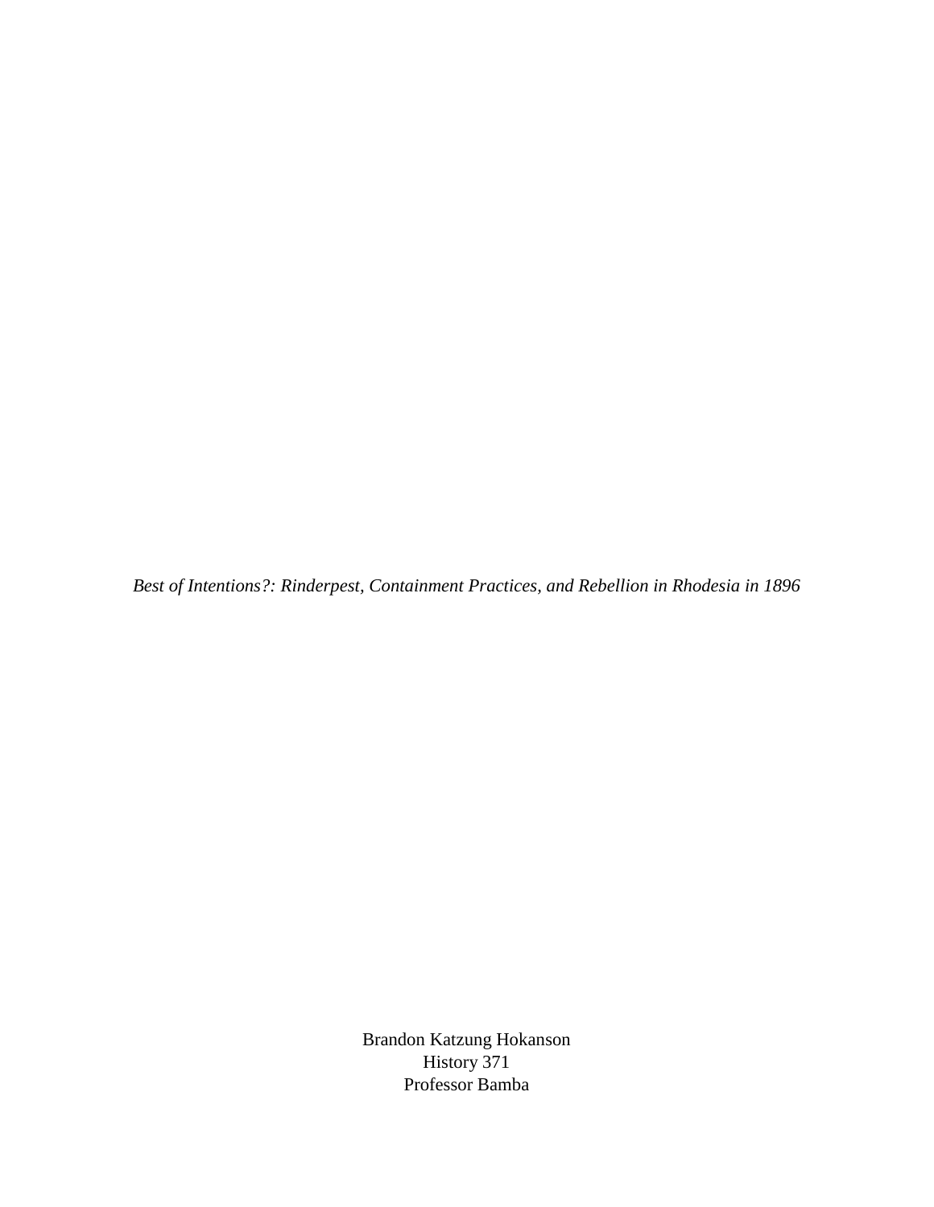*Best of Intentions?: Rinderpest, Containment Practices, and Rebellion in Rhodesia in 1896*

Brandon Katzung Hokanson
History 371
Professor Bamba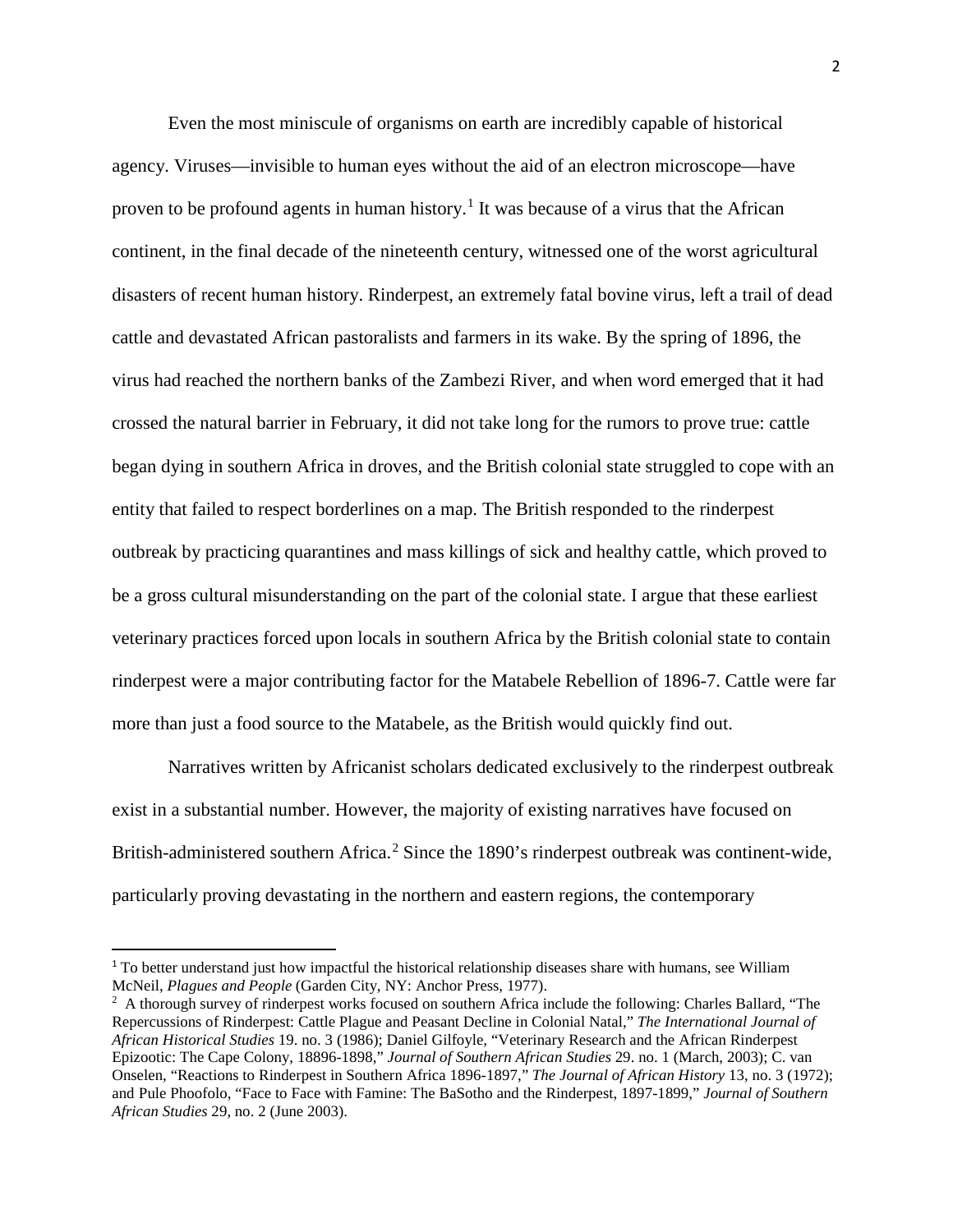Even the most miniscule of organisms on earth are incredibly capable of historical agency. Viruses—invisible to human eyes without the aid of an electron microscope—have proven to be profound agents in human history.[1] It was because of a virus that the African continent, in the final decade of the nineteenth century, witnessed one of the worst agricultural disasters of recent human history. Rinderpest, an extremely fatal bovine virus, left a trail of dead cattle and devastated African pastoralists and farmers in its wake. By the spring of 1896, the virus had reached the northern banks of the Zambezi River, and when word emerged that it had crossed the natural barrier in February, it did not take long for the rumors to prove true: cattle began dying in southern Africa in droves, and the British colonial state struggled to cope with an entity that failed to respect borderlines on a map. The British responded to the rinderpest outbreak by practicing quarantines and mass killings of sick and healthy cattle, which proved to be a gross cultural misunderstanding on the part of the colonial state. I argue that these earliest veterinary practices forced upon locals in southern Africa by the British colonial state to contain rinderpest were a major contributing factor for the Matabele Rebellion of 1896-7. Cattle were far more than just a food source to the Matabele, as the British would quickly find out.

Narratives written by Africanist scholars dedicated exclusively to the rinderpest outbreak exist in a substantial number. However, the majority of existing narratives have focused on British-administered southern Africa.[2] Since the 1890's rinderpest outbreak was continent-wide, particularly proving devastating in the northern and eastern regions, the contemporary

[1] To better understand just how impactful the historical relationship diseases share with humans, see William McNeil, *Plagues and People* (Garden City, NY: Anchor Press, 1977).

[2] A thorough survey of rinderpest works focused on southern Africa include the following: Charles Ballard, "The Repercussions of Rinderpest: Cattle Plague and Peasant Decline in Colonial Natal," *The International Journal of African Historical Studies* 19. no. 3 (1986); Daniel Gilfoyle, "Veterinary Research and the African Rinderpest Epizootic: The Cape Colony, 18896-1898," *Journal of Southern African Studies* 29. no. 1 (March, 2003); C. van Onselen, "Reactions to Rinderpest in Southern Africa 1896-1897," *The Journal of African History* 13, no. 3 (1972); and Pule Phoofolo, "Face to Face with Famine: The BaSotho and the Rinderpest, 1897-1899," *Journal of Southern African Studies* 29, no. 2 (June 2003).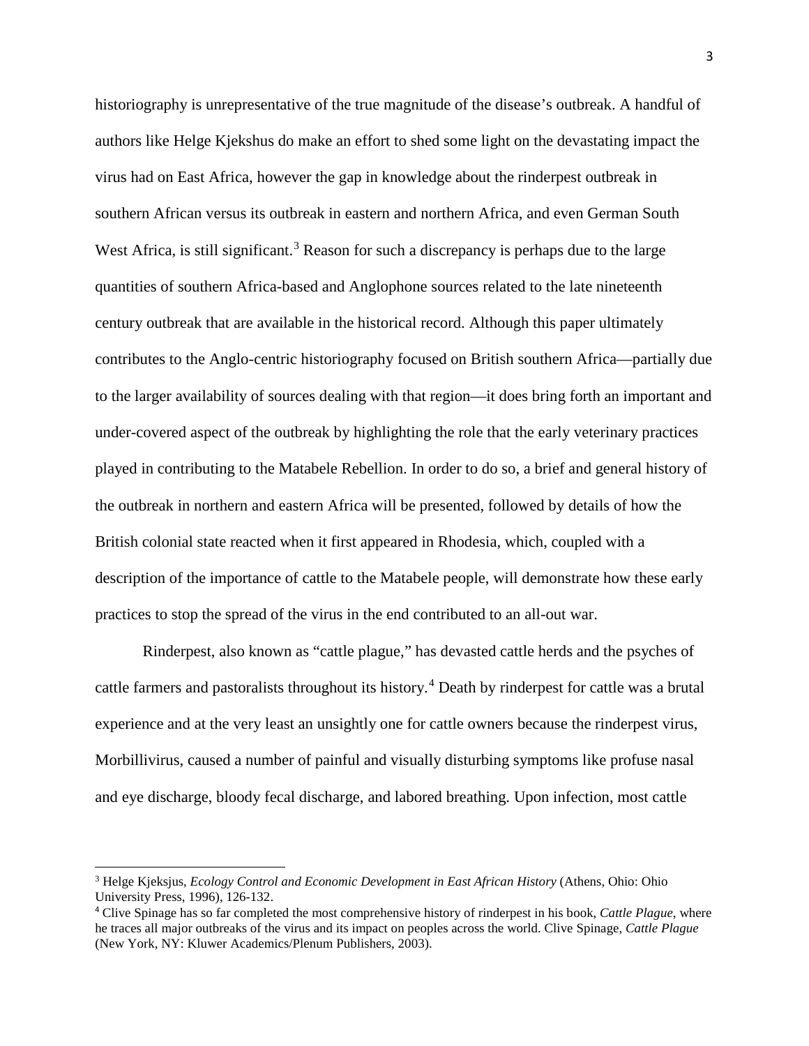historiography is unrepresentative of the true magnitude of the disease's outbreak. A handful of authors like Helge Kjekshus do make an effort to shed some light on the devastating impact the virus had on East Africa, however the gap in knowledge about the rinderpest outbreak in southern African versus its outbreak in eastern and northern Africa, and even German South West Africa, is still significant.[3] Reason for such a discrepancy is perhaps due to the large quantities of southern Africa-based and Anglophone sources related to the late nineteenth century outbreak that are available in the historical record. Although this paper ultimately contributes to the Anglo-centric historiography focused on British southern Africa—partially due to the larger availability of sources dealing with that region—it does bring forth an important and under-covered aspect of the outbreak by highlighting the role that the early veterinary practices played in contributing to the Matabele Rebellion. In order to do so, a brief and general history of the outbreak in northern and eastern Africa will be presented, followed by details of how the British colonial state reacted when it first appeared in Rhodesia, which, coupled with a description of the importance of cattle to the Matabele people, will demonstrate how these early practices to stop the spread of the virus in the end contributed to an all-out war.

Rinderpest, also known as "cattle plague," has devasted cattle herds and the psyches of cattle farmers and pastoralists throughout its history.[4] Death by rinderpest for cattle was a brutal experience and at the very least an unsightly one for cattle owners because the rinderpest virus, Morbillivirus, caused a number of painful and visually disturbing symptoms like profuse nasal and eye discharge, bloody fecal discharge, and labored breathing. Upon infection, most cattle

---

[3] Helge Kjeksjus, *Ecology Control and Economic Development in East African History* (Athens, Ohio: Ohio University Press, 1996), 126-132.

[4] Clive Spinage has so far completed the most comprehensive history of rinderpest in his book, *Cattle Plague*, where he traces all major outbreaks of the virus and its impact on peoples across the world. Clive Spinage, *Cattle Plague* (New York, NY: Kluwer Academics/Plenum Publishers, 2003).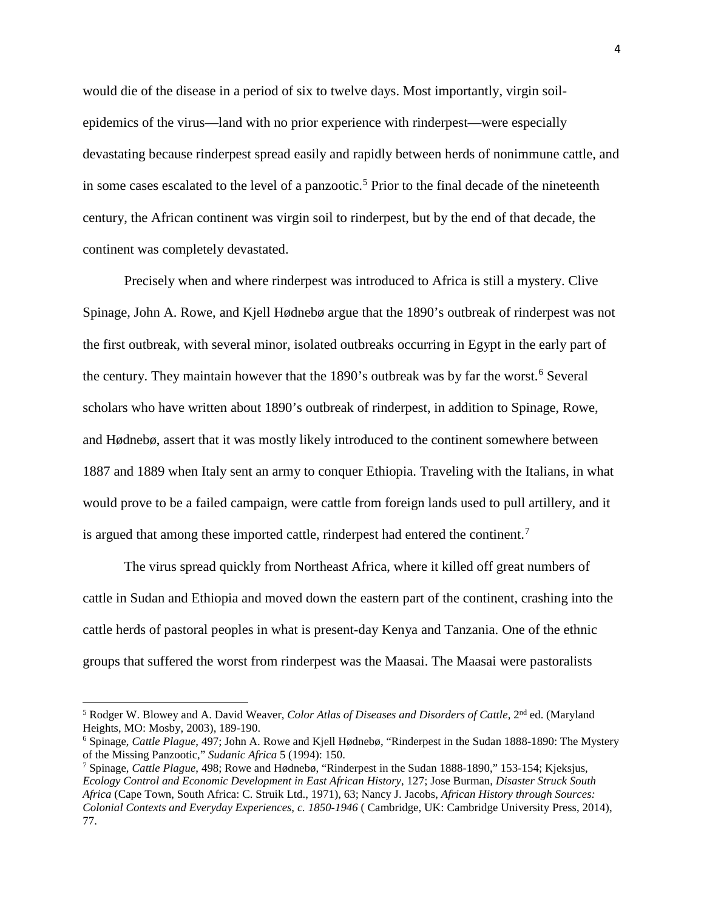would die of the disease in a period of six to twelve days. Most importantly, virgin soil-epidemics of the virus—land with no prior experience with rinderpest—were especially devastating because rinderpest spread easily and rapidly between herds of nonimmune cattle, and in some cases escalated to the level of a panzootic.[5] Prior to the final decade of the nineteenth century, the African continent was virgin soil to rinderpest, but by the end of that decade, the continent was completely devastated.

Precisely when and where rinderpest was introduced to Africa is still a mystery. Clive Spinage, John A. Rowe, and Kjell Hødnebø argue that the 1890's outbreak of rinderpest was not the first outbreak, with several minor, isolated outbreaks occurring in Egypt in the early part of the century. They maintain however that the 1890's outbreak was by far the worst.[6] Several scholars who have written about 1890's outbreak of rinderpest, in addition to Spinage, Rowe, and Hødnebø, assert that it was mostly likely introduced to the continent somewhere between 1887 and 1889 when Italy sent an army to conquer Ethiopia. Traveling with the Italians, in what would prove to be a failed campaign, were cattle from foreign lands used to pull artillery, and it is argued that among these imported cattle, rinderpest had entered the continent.[7]

The virus spread quickly from Northeast Africa, where it killed off great numbers of cattle in Sudan and Ethiopia and moved down the eastern part of the continent, crashing into the cattle herds of pastoral peoples in what is present-day Kenya and Tanzania. One of the ethnic groups that suffered the worst from rinderpest was the Maasai. The Maasai were pastoralists

---

[5] Rodger W. Blowey and A. David Weaver, *Color Atlas of Diseases and Disorders of Cattle*, 2nd ed. (Maryland Heights, MO: Mosby, 2003), 189-190.

[6] Spinage, *Cattle Plague*, 497; John A. Rowe and Kjell Hødnebø, "Rinderpest in the Sudan 1888-1890: The Mystery of the Missing Panzootic," *Sudanic Africa* 5 (1994): 150.

[7] Spinage, *Cattle Plague*, 498; Rowe and Hødnebø, "Rinderpest in the Sudan 1888-1890," 153-154; Kjeksjus, *Ecology Control and Economic Development in East African History*, 127; Jose Burman, *Disaster Struck South Africa* (Cape Town, South Africa: C. Struik Ltd., 1971), 63; Nancy J. Jacobs, *African History through Sources: Colonial Contexts and Everyday Experiences, c. 1850-1946* ( Cambridge, UK: Cambridge University Press, 2014), 77.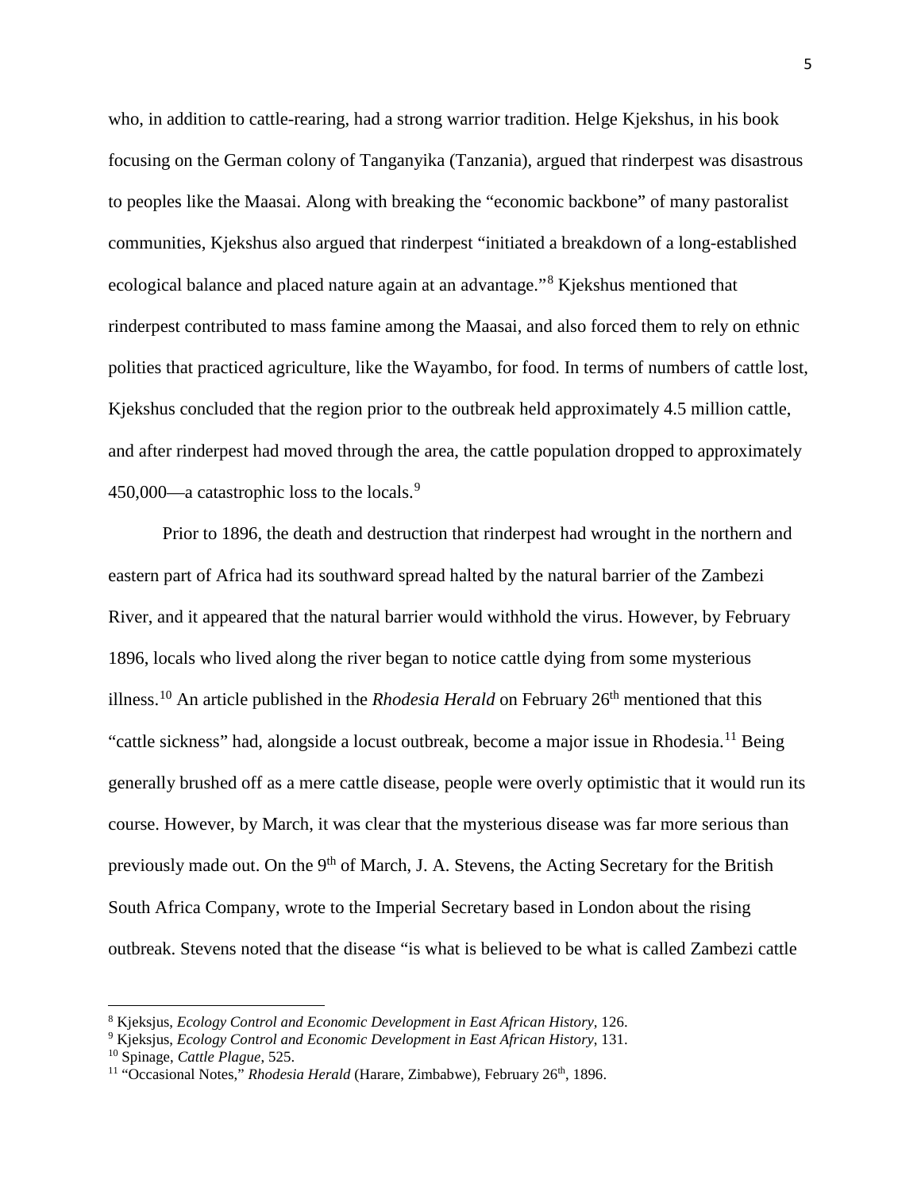who, in addition to cattle-rearing, had a strong warrior tradition. Helge Kjekshus, in his book focusing on the German colony of Tanganyika (Tanzania), argued that rinderpest was disastrous to peoples like the Maasai. Along with breaking the "economic backbone" of many pastoralist communities, Kjekshus also argued that rinderpest "initiated a breakdown of a long-established ecological balance and placed nature again at an advantage."[8] Kjekshus mentioned that rinderpest contributed to mass famine among the Maasai, and also forced them to rely on ethnic polities that practiced agriculture, like the Wayambo, for food. In terms of numbers of cattle lost, Kjekshus concluded that the region prior to the outbreak held approximately 4.5 million cattle, and after rinderpest had moved through the area, the cattle population dropped to approximately 450,000—a catastrophic loss to the locals.[9]

Prior to 1896, the death and destruction that rinderpest had wrought in the northern and eastern part of Africa had its southward spread halted by the natural barrier of the Zambezi River, and it appeared that the natural barrier would withhold the virus. However, by February 1896, locals who lived along the river began to notice cattle dying from some mysterious illness.[10] An article published in the *Rhodesia Herald* on February 26th mentioned that this "cattle sickness" had, alongside a locust outbreak, become a major issue in Rhodesia.[11] Being generally brushed off as a mere cattle disease, people were overly optimistic that it would run its course. However, by March, it was clear that the mysterious disease was far more serious than previously made out. On the 9th of March, J. A. Stevens, the Acting Secretary for the British South Africa Company, wrote to the Imperial Secretary based in London about the rising outbreak. Stevens noted that the disease "is what is believed to be what is called Zambezi cattle

---

[8] Kjeksjus, *Ecology Control and Economic Development in East African History*, 126.

[9] Kjeksjus, *Ecology Control and Economic Development in East African History*, 131.

[10] Spinage, *Cattle Plague*, 525.

[11] "Occasional Notes," *Rhodesia Herald* (Harare, Zimbabwe), February 26th, 1896.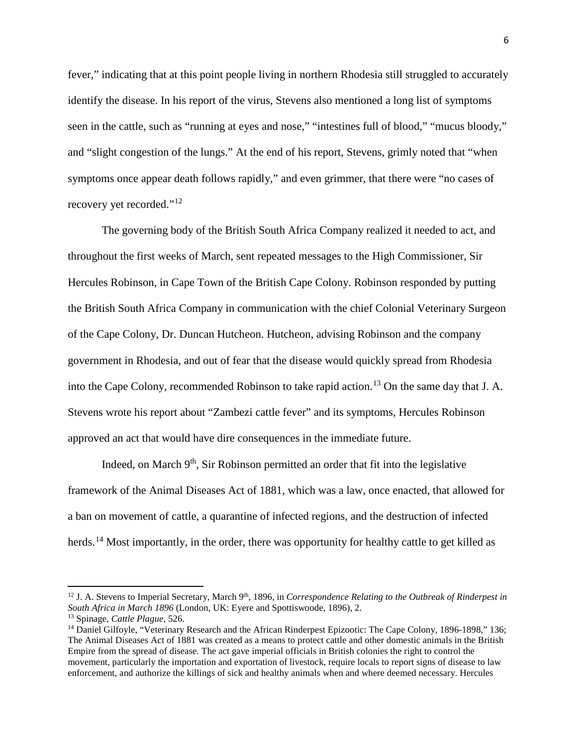fever," indicating that at this point people living in northern Rhodesia still struggled to accurately identify the disease. In his report of the virus, Stevens also mentioned a long list of symptoms seen in the cattle, such as "running at eyes and nose," "intestines full of blood," "mucus bloody," and "slight congestion of the lungs." At the end of his report, Stevens, grimly noted that "when symptoms once appear death follows rapidly," and even grimmer, that there were "no cases of recovery yet recorded."[12]

The governing body of the British South Africa Company realized it needed to act, and throughout the first weeks of March, sent repeated messages to the High Commissioner, Sir Hercules Robinson, in Cape Town of the British Cape Colony. Robinson responded by putting the British South Africa Company in communication with the chief Colonial Veterinary Surgeon of the Cape Colony, Dr. Duncan Hutcheon. Hutcheon, advising Robinson and the company government in Rhodesia, and out of fear that the disease would quickly spread from Rhodesia into the Cape Colony, recommended Robinson to take rapid action.[13] On the same day that J. A. Stevens wrote his report about "Zambezi cattle fever" and its symptoms, Hercules Robinson approved an act that would have dire consequences in the immediate future.

Indeed, on March 9th, Sir Robinson permitted an order that fit into the legislative framework of the Animal Diseases Act of 1881, which was a law, once enacted, that allowed for a ban on movement of cattle, a quarantine of infected regions, and the destruction of infected herds.[14] Most importantly, in the order, there was opportunity for healthy cattle to get killed as

---

[12] J. A. Stevens to Imperial Secretary, March 9th, 1896, in *Correspondence Relating to the Outbreak of Rinderpest in South Africa in March 1896* (London, UK: Eyere and Spottiswoode, 1896), 2.

[13] Spinage, *Cattle Plague*, 526.

[14] Daniel Gilfoyle, "Veterinary Research and the African Rinderpest Epizootic: The Cape Colony, 1896-1898," 136; The Animal Diseases Act of 1881 was created as a means to protect cattle and other domestic animals in the British Empire from the spread of disease. The act gave imperial officials in British colonies the right to control the movement, particularly the importation and exportation of livestock, require locals to report signs of disease to law enforcement, and authorize the killings of sick and healthy animals when and where deemed necessary. Hercules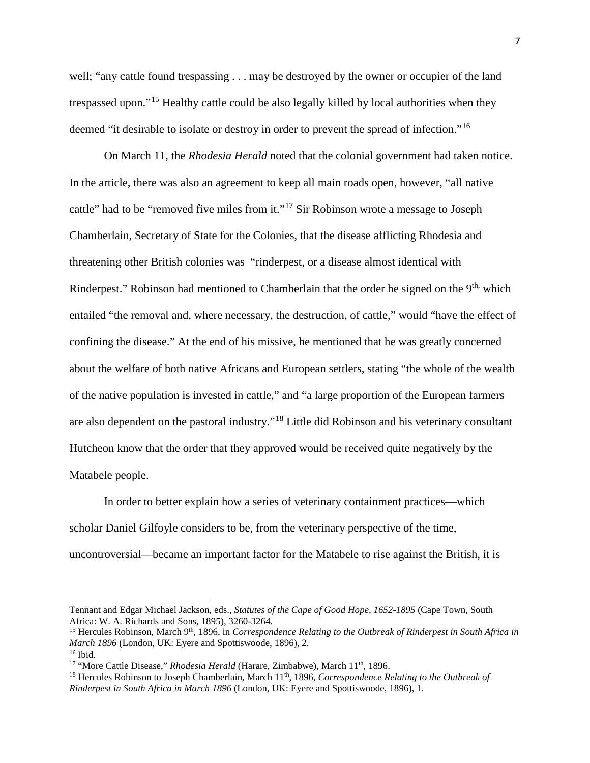well; "any cattle found trespassing . . . may be destroyed by the owner or occupier of the land trespassed upon."[15] Healthy cattle could be also legally killed by local authorities when they deemed "it desirable to isolate or destroy in order to prevent the spread of infection."[16]

On March 11, the *Rhodesia Herald* noted that the colonial government had taken notice. In the article, there was also an agreement to keep all main roads open, however, "all native cattle" had to be "removed five miles from it."[17] Sir Robinson wrote a message to Joseph Chamberlain, Secretary of State for the Colonies, that the disease afflicting Rhodesia and threatening other British colonies was "rinderpest, or a disease almost identical with Rinderpest." Robinson had mentioned to Chamberlain that the order he signed on the 9th, which entailed "the removal and, where necessary, the destruction, of cattle," would "have the effect of confining the disease." At the end of his missive, he mentioned that he was greatly concerned about the welfare of both native Africans and European settlers, stating "the whole of the wealth of the native population is invested in cattle," and "a large proportion of the European farmers are also dependent on the pastoral industry."[18] Little did Robinson and his veterinary consultant Hutcheon know that the order that they approved would be received quite negatively by the Matabele people.

In order to better explain how a series of veterinary containment practices—which scholar Daniel Gilfoyle considers to be, from the veterinary perspective of the time, uncontroversial—became an important factor for the Matabele to rise against the British, it is

---

Tennant and Edgar Michael Jackson, eds., *Statutes of the Cape of Good Hope, 1652-1895* (Cape Town, South Africa: W. A. Richards and Sons, 1895), 3260-3264.

[15] Hercules Robinson, March 9th, 1896, in *Correspondence Relating to the Outbreak of Rinderpest in South Africa in March 1896* (London, UK: Eyere and Spottiswoode, 1896), 2.

[16] Ibid.

[17] "More Cattle Disease," *Rhodesia Herald* (Harare, Zimbabwe), March 11th, 1896.

[18] Hercules Robinson to Joseph Chamberlain, March 11th, 1896, *Correspondence Relating to the Outbreak of Rinderpest in South Africa in March 1896* (London, UK: Eyere and Spottiswoode, 1896), 1.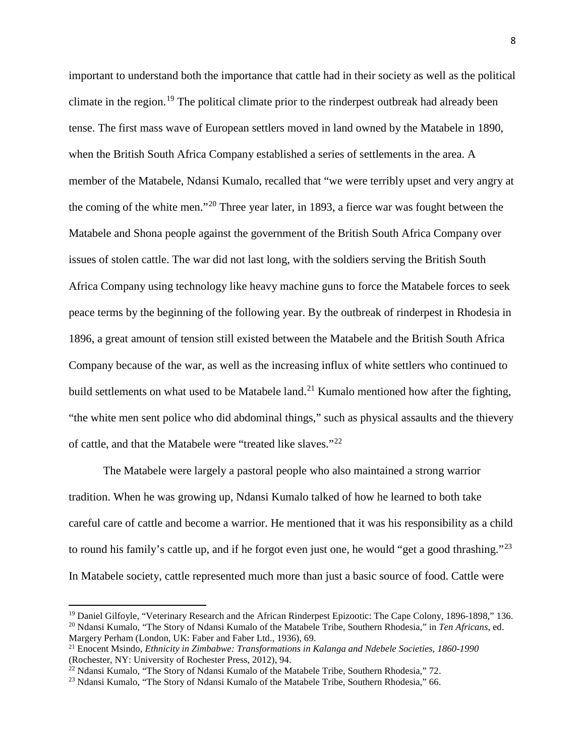important to understand both the importance that cattle had in their society as well as the political climate in the region.[19] The political climate prior to the rinderpest outbreak had already been tense. The first mass wave of European settlers moved in land owned by the Matabele in 1890, when the British South Africa Company established a series of settlements in the area. A member of the Matabele, Ndansi Kumalo, recalled that "we were terribly upset and very angry at the coming of the white men."[20] Three year later, in 1893, a fierce war was fought between the Matabele and Shona people against the government of the British South Africa Company over issues of stolen cattle. The war did not last long, with the soldiers serving the British South Africa Company using technology like heavy machine guns to force the Matabele forces to seek peace terms by the beginning of the following year. By the outbreak of rinderpest in Rhodesia in 1896, a great amount of tension still existed between the Matabele and the British South Africa Company because of the war, as well as the increasing influx of white settlers who continued to build settlements on what used to be Matabele land.[21] Kumalo mentioned how after the fighting, "the white men sent police who did abdominal things," such as physical assaults and the thievery of cattle, and that the Matabele were "treated like slaves."[22]

The Matabele were largely a pastoral people who also maintained a strong warrior tradition. When he was growing up, Ndansi Kumalo talked of how he learned to both take careful care of cattle and become a warrior. He mentioned that it was his responsibility as a child to round his family's cattle up, and if he forgot even just one, he would "get a good thrashing."[23] In Matabele society, cattle represented much more than just a basic source of food. Cattle were

---

[19] Daniel Gilfoyle, "Veterinary Research and the African Rinderpest Epizootic: The Cape Colony, 1896-1898," 136.

[20] Ndansi Kumalo, "The Story of Ndansi Kumalo of the Matabele Tribe, Southern Rhodesia," in *Ten Africans*, ed. Margery Perham (London, UK: Faber and Faber Ltd., 1936), 69.

[21] Enocent Msindo, *Ethnicity in Zimbabwe: Transformations in Kalanga and Ndebele Societies, 1860-1990* (Rochester, NY: University of Rochester Press, 2012), 94.

[22] Ndansi Kumalo, "The Story of Ndansi Kumalo of the Matabele Tribe, Southern Rhodesia," 72.

[23] Ndansi Kumalo, "The Story of Ndansi Kumalo of the Matabele Tribe, Southern Rhodesia," 66.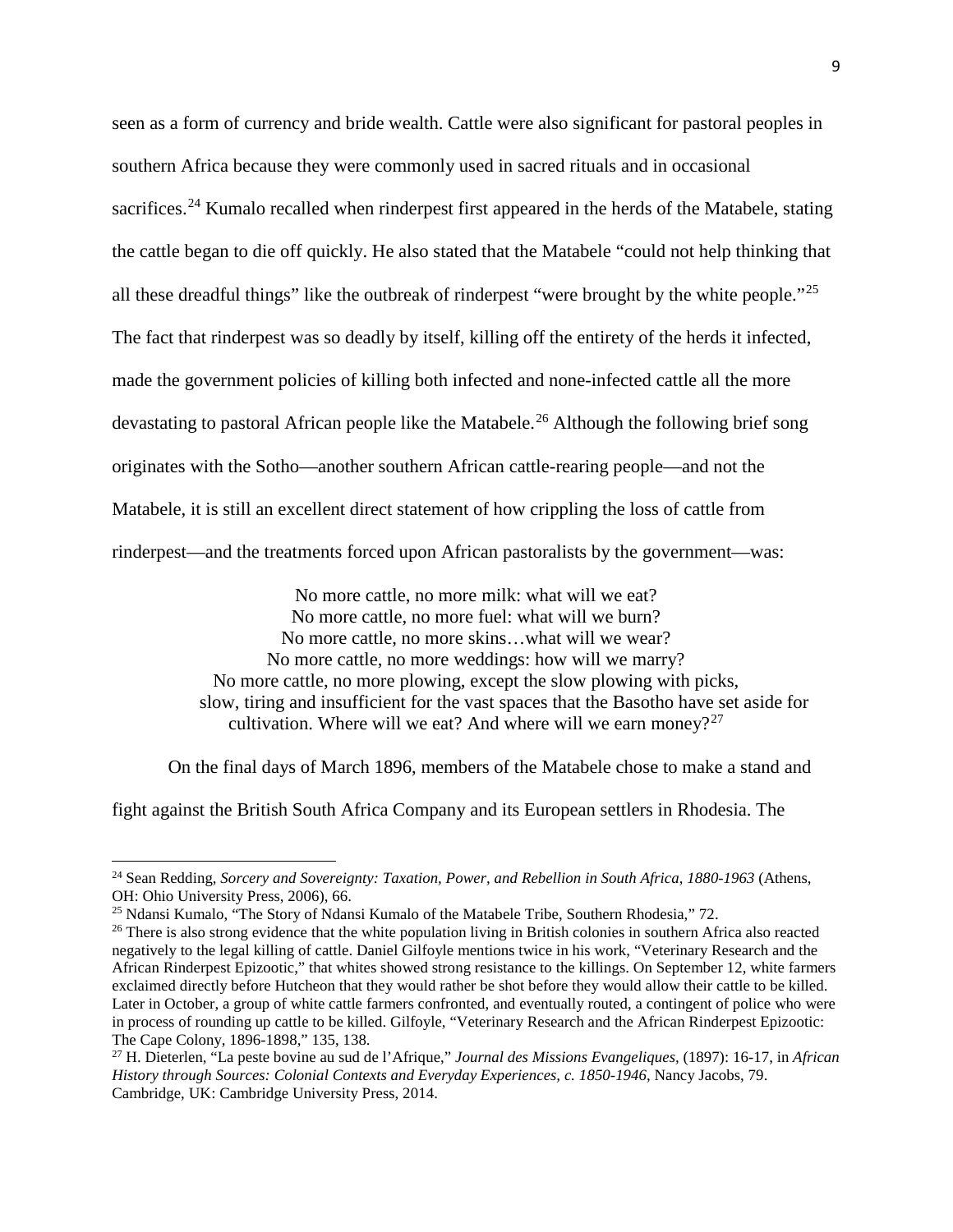seen as a form of currency and bride wealth. Cattle were also significant for pastoral peoples in southern Africa because they were commonly used in sacred rituals and in occasional sacrifices.[24] Kumalo recalled when rinderpest first appeared in the herds of the Matabele, stating the cattle began to die off quickly. He also stated that the Matabele "could not help thinking that all these dreadful things" like the outbreak of rinderpest "were brought by the white people."[25] The fact that rinderpest was so deadly by itself, killing off the entirety of the herds it infected, made the government policies of killing both infected and none-infected cattle all the more devastating to pastoral African people like the Matabele.[26] Although the following brief song originates with the Sotho—another southern African cattle-rearing people—and not the Matabele, it is still an excellent direct statement of how crippling the loss of cattle from rinderpest—and the treatments forced upon African pastoralists by the government—was:

> No more cattle, no more milk: what will we eat?
> No more cattle, no more fuel: what will we burn?
> No more cattle, no more skins…what will we wear?
> No more cattle, no more weddings: how will we marry?
> No more cattle, no more plowing, except the slow plowing with picks, slow, tiring and insufficient for the vast spaces that the Basotho have set aside for cultivation. Where will we eat? And where will we earn money?[27]

On the final days of March 1896, members of the Matabele chose to make a stand and fight against the British South Africa Company and its European settlers in Rhodesia. The

---

[24] Sean Redding, *Sorcery and Sovereignty: Taxation, Power, and Rebellion in South Africa, 1880-1963* (Athens, OH: Ohio University Press, 2006), 66.

[25] Ndansi Kumalo, "The Story of Ndansi Kumalo of the Matabele Tribe, Southern Rhodesia," 72.

[26] There is also strong evidence that the white population living in British colonies in southern Africa also reacted negatively to the legal killing of cattle. Daniel Gilfoyle mentions twice in his work, "Veterinary Research and the African Rinderpest Epizootic," that whites showed strong resistance to the killings. On September 12, white farmers exclaimed directly before Hutcheon that they would rather be shot before they would allow their cattle to be killed. Later in October, a group of white cattle farmers confronted, and eventually routed, a contingent of police who were in process of rounding up cattle to be killed. Gilfoyle, "Veterinary Research and the African Rinderpest Epizootic: The Cape Colony, 1896-1898," 135, 138.

[27] H. Dieterlen, "La peste bovine au sud de l'Afrique," *Journal des Missions Evangeliques*, (1897): 16-17, in *African History through Sources: Colonial Contexts and Everyday Experiences, c. 1850-1946*, Nancy Jacobs, 79. Cambridge, UK: Cambridge University Press, 2014.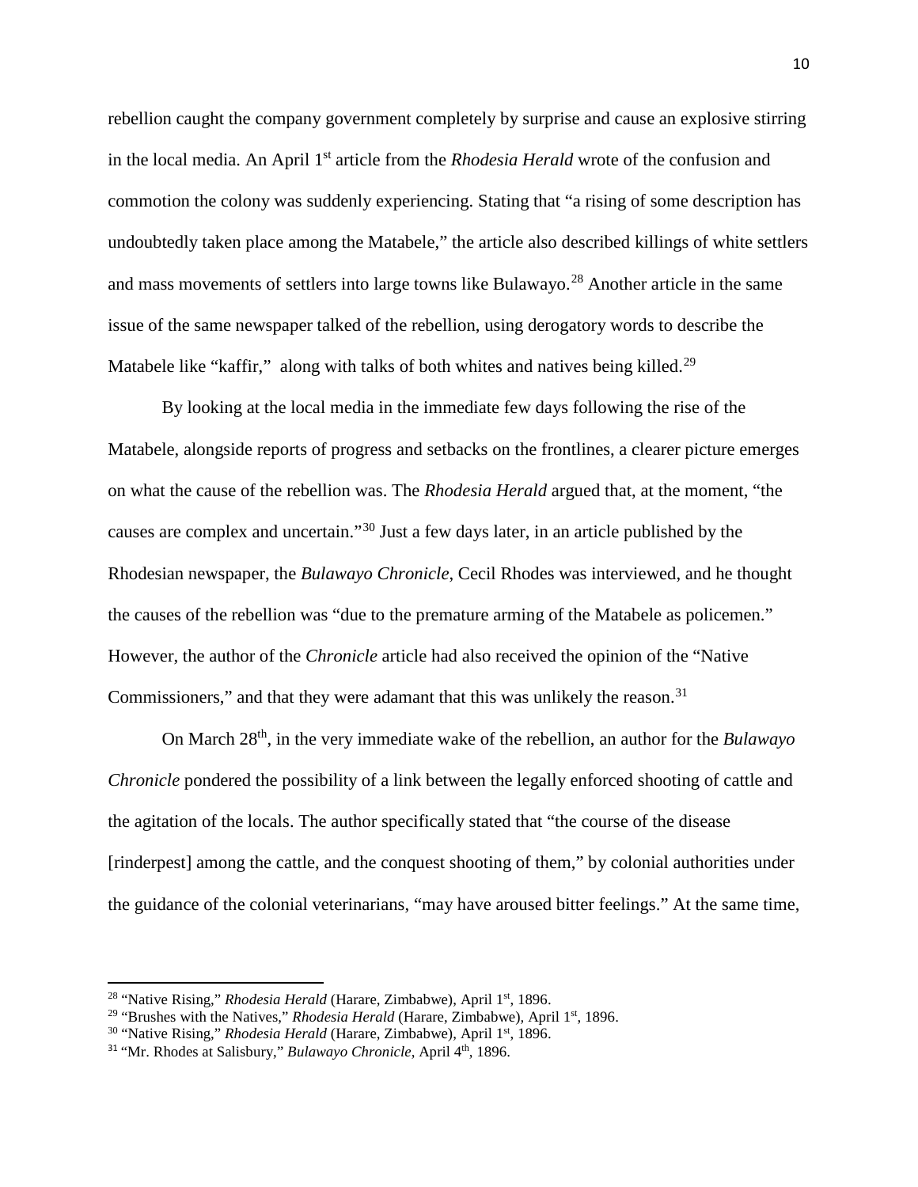rebellion caught the company government completely by surprise and cause an explosive stirring in the local media. An April 1st article from the *Rhodesia Herald* wrote of the confusion and commotion the colony was suddenly experiencing. Stating that "a rising of some description has undoubtedly taken place among the Matabele," the article also described killings of white settlers and mass movements of settlers into large towns like Bulawayo.[28] Another article in the same issue of the same newspaper talked of the rebellion, using derogatory words to describe the Matabele like "kaffir," along with talks of both whites and natives being killed.[29]

By looking at the local media in the immediate few days following the rise of the Matabele, alongside reports of progress and setbacks on the frontlines, a clearer picture emerges on what the cause of the rebellion was. The *Rhodesia Herald* argued that, at the moment, "the causes are complex and uncertain."[30] Just a few days later, in an article published by the Rhodesian newspaper, the *Bulawayo Chronicle*, Cecil Rhodes was interviewed, and he thought the causes of the rebellion was "due to the premature arming of the Matabele as policemen." However, the author of the *Chronicle* article had also received the opinion of the "Native Commissioners," and that they were adamant that this was unlikely the reason.[31]

On March 28th, in the very immediate wake of the rebellion, an author for the *Bulawayo Chronicle* pondered the possibility of a link between the legally enforced shooting of cattle and the agitation of the locals. The author specifically stated that "the course of the disease [rinderpest] among the cattle, and the conquest shooting of them," by colonial authorities under the guidance of the colonial veterinarians, "may have aroused bitter feelings." At the same time,

---

[28] "Native Rising," *Rhodesia Herald* (Harare, Zimbabwe), April 1st, 1896.

[29] "Brushes with the Natives," *Rhodesia Herald* (Harare, Zimbabwe), April 1st, 1896.

[30] "Native Rising," *Rhodesia Herald* (Harare, Zimbabwe), April 1st, 1896.

[31] "Mr. Rhodes at Salisbury," *Bulawayo Chronicle*, April 4th, 1896.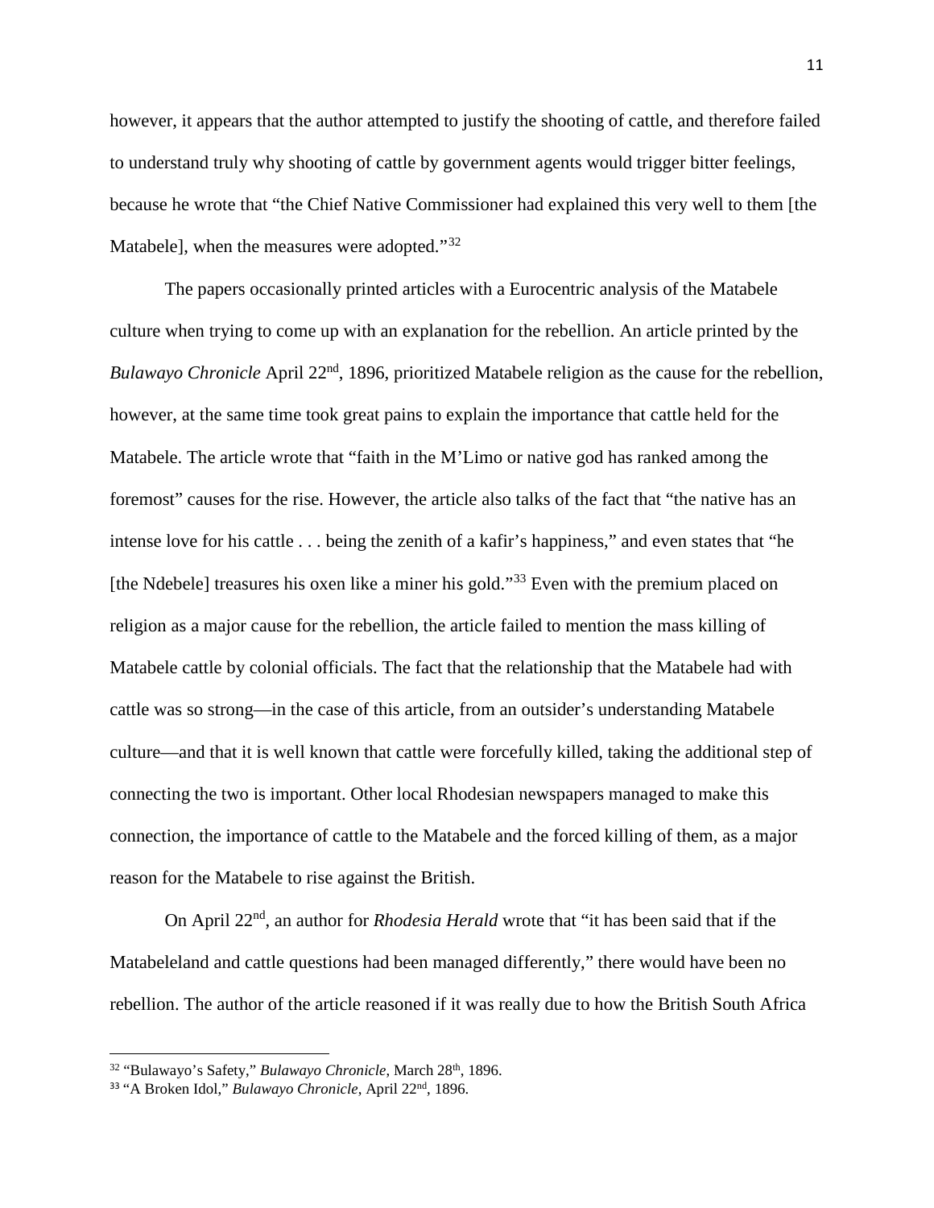however, it appears that the author attempted to justify the shooting of cattle, and therefore failed to understand truly why shooting of cattle by government agents would trigger bitter feelings, because he wrote that "the Chief Native Commissioner had explained this very well to them [the Matabele], when the measures were adopted."[32]

The papers occasionally printed articles with a Eurocentric analysis of the Matabele culture when trying to come up with an explanation for the rebellion. An article printed by the *Bulawayo Chronicle* April 22nd, 1896, prioritized Matabele religion as the cause for the rebellion, however, at the same time took great pains to explain the importance that cattle held for the Matabele. The article wrote that "faith in the M'Limo or native god has ranked among the foremost" causes for the rise. However, the article also talks of the fact that "the native has an intense love for his cattle . . . being the zenith of a kafir's happiness," and even states that "he [the Ndebele] treasures his oxen like a miner his gold."[33] Even with the premium placed on religion as a major cause for the rebellion, the article failed to mention the mass killing of Matabele cattle by colonial officials. The fact that the relationship that the Matabele had with cattle was so strong—in the case of this article, from an outsider's understanding Matabele culture—and that it is well known that cattle were forcefully killed, taking the additional step of connecting the two is important. Other local Rhodesian newspapers managed to make this connection, the importance of cattle to the Matabele and the forced killing of them, as a major reason for the Matabele to rise against the British.

On April 22nd, an author for *Rhodesia Herald* wrote that "it has been said that if the Matabeleland and cattle questions had been managed differently," there would have been no rebellion. The author of the article reasoned if it was really due to how the British South Africa

---

[32] "Bulawayo's Safety," *Bulawayo Chronicle*, March 28th, 1896.

[33] "A Broken Idol," *Bulawayo Chronicle*, April 22nd, 1896.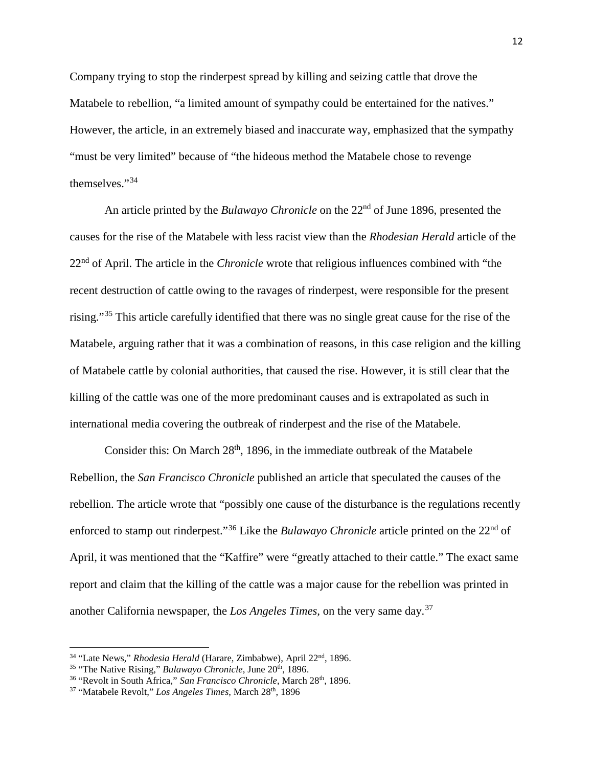Company trying to stop the rinderpest spread by killing and seizing cattle that drove the Matabele to rebellion, "a limited amount of sympathy could be entertained for the natives." However, the article, in an extremely biased and inaccurate way, emphasized that the sympathy "must be very limited" because of "the hideous method the Matabele chose to revenge themselves."[34]

An article printed by the *Bulawayo Chronicle* on the 22nd of June 1896, presented the causes for the rise of the Matabele with less racist view than the *Rhodesian Herald* article of the 22nd of April. The article in the *Chronicle* wrote that religious influences combined with "the recent destruction of cattle owing to the ravages of rinderpest, were responsible for the present rising."[35] This article carefully identified that there was no single great cause for the rise of the Matabele, arguing rather that it was a combination of reasons, in this case religion and the killing of Matabele cattle by colonial authorities, that caused the rise. However, it is still clear that the killing of the cattle was one of the more predominant causes and is extrapolated as such in international media covering the outbreak of rinderpest and the rise of the Matabele.

Consider this: On March 28th, 1896, in the immediate outbreak of the Matabele Rebellion, the *San Francisco Chronicle* published an article that speculated the causes of the rebellion. The article wrote that "possibly one cause of the disturbance is the regulations recently enforced to stamp out rinderpest."[36] Like the *Bulawayo Chronicle* article printed on the 22nd of April, it was mentioned that the "Kaffire" were "greatly attached to their cattle." The exact same report and claim that the killing of the cattle was a major cause for the rebellion was printed in another California newspaper, the *Los Angeles Times*, on the very same day.[37]

---

[34] "Late News," *Rhodesia Herald* (Harare, Zimbabwe), April 22nd, 1896.

[35] "The Native Rising," *Bulawayo Chronicle*, June 20th, 1896.

[36] "Revolt in South Africa," *San Francisco Chronicle*, March 28th, 1896.

[37] "Matabele Revolt," *Los Angeles Times*, March 28th, 1896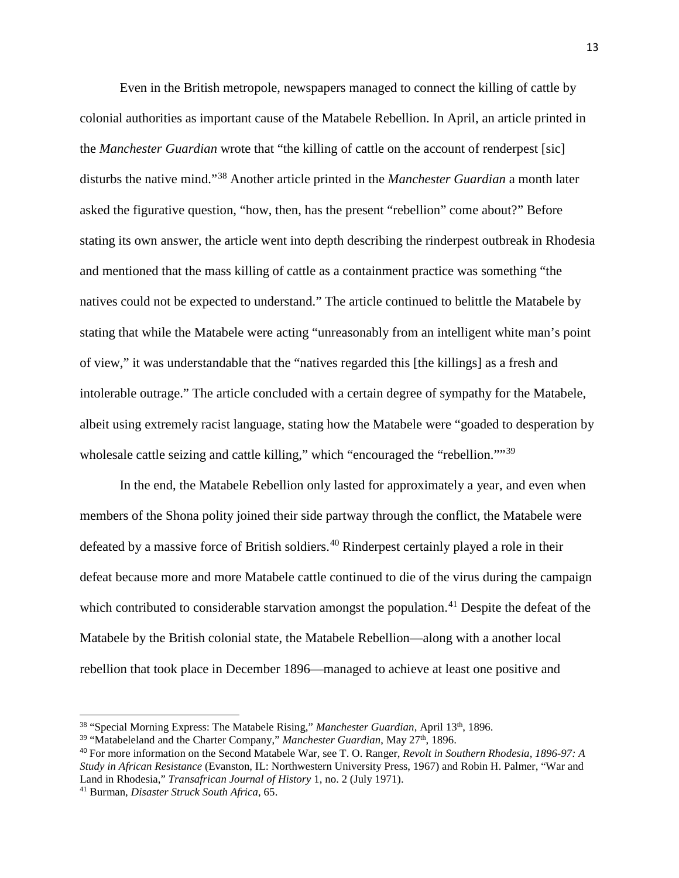Even in the British metropole, newspapers managed to connect the killing of cattle by colonial authorities as important cause of the Matabele Rebellion. In April, an article printed in the *Manchester Guardian* wrote that "the killing of cattle on the account of renderpest [sic] disturbs the native mind."[38] Another article printed in the *Manchester Guardian* a month later asked the figurative question, "how, then, has the present "rebellion" come about?" Before stating its own answer, the article went into depth describing the rinderpest outbreak in Rhodesia and mentioned that the mass killing of cattle as a containment practice was something "the natives could not be expected to understand." The article continued to belittle the Matabele by stating that while the Matabele were acting "unreasonably from an intelligent white man's point of view," it was understandable that the "natives regarded this [the killings] as a fresh and intolerable outrage." The article concluded with a certain degree of sympathy for the Matabele, albeit using extremely racist language, stating how the Matabele were "goaded to desperation by wholesale cattle seizing and cattle killing," which "encouraged the "rebellion.""[39]

In the end, the Matabele Rebellion only lasted for approximately a year, and even when members of the Shona polity joined their side partway through the conflict, the Matabele were defeated by a massive force of British soldiers.[40] Rinderpest certainly played a role in their defeat because more and more Matabele cattle continued to die of the virus during the campaign which contributed to considerable starvation amongst the population.[41] Despite the defeat of the Matabele by the British colonial state, the Matabele Rebellion—along with a another local rebellion that took place in December 1896—managed to achieve at least one positive and

---

[38] "Special Morning Express: The Matabele Rising," *Manchester Guardian*, April 13th, 1896.

[39] "Matabeleland and the Charter Company," *Manchester Guardian*, May 27th, 1896.

[40] For more information on the Second Matabele War, see T. O. Ranger, *Revolt in Southern Rhodesia, 1896-97: A Study in African Resistance* (Evanston, IL: Northwestern University Press, 1967) and Robin H. Palmer, "War and Land in Rhodesia," *Transafrican Journal of History* 1, no. 2 (July 1971).

[41] Burman, *Disaster Struck South Africa*, 65.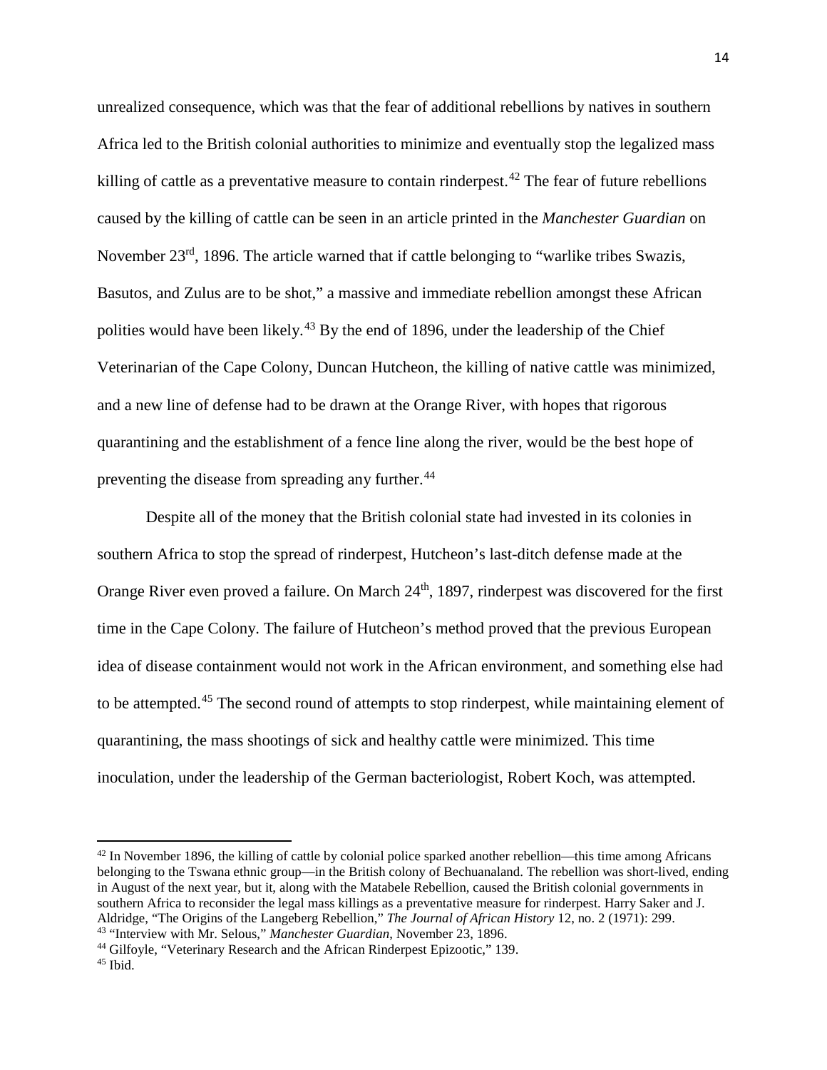unrealized consequence, which was that the fear of additional rebellions by natives in southern Africa led to the British colonial authorities to minimize and eventually stop the legalized mass killing of cattle as a preventative measure to contain rinderpest.[42] The fear of future rebellions caused by the killing of cattle can be seen in an article printed in the *Manchester Guardian* on November 23rd, 1896. The article warned that if cattle belonging to "warlike tribes Swazis, Basutos, and Zulus are to be shot," a massive and immediate rebellion amongst these African polities would have been likely.[43] By the end of 1896, under the leadership of the Chief Veterinarian of the Cape Colony, Duncan Hutcheon, the killing of native cattle was minimized, and a new line of defense had to be drawn at the Orange River, with hopes that rigorous quarantining and the establishment of a fence line along the river, would be the best hope of preventing the disease from spreading any further.[44]

Despite all of the money that the British colonial state had invested in its colonies in southern Africa to stop the spread of rinderpest, Hutcheon's last-ditch defense made at the Orange River even proved a failure. On March 24th, 1897, rinderpest was discovered for the first time in the Cape Colony. The failure of Hutcheon's method proved that the previous European idea of disease containment would not work in the African environment, and something else had to be attempted.[45] The second round of attempts to stop rinderpest, while maintaining element of quarantining, the mass shootings of sick and healthy cattle were minimized. This time inoculation, under the leadership of the German bacteriologist, Robert Koch, was attempted.

---

[42] In November 1896, the killing of cattle by colonial police sparked another rebellion—this time among Africans belonging to the Tswana ethnic group—in the British colony of Bechuanaland. The rebellion was short-lived, ending in August of the next year, but it, along with the Matabele Rebellion, caused the British colonial governments in southern Africa to reconsider the legal mass killings as a preventative measure for rinderpest. Harry Saker and J. Aldridge, "The Origins of the Langeberg Rebellion," *The Journal of African History* 12, no. 2 (1971): 299.

[43] "Interview with Mr. Selous," *Manchester Guardian*, November 23, 1896.

[44] Gilfoyle, "Veterinary Research and the African Rinderpest Epizootic," 139.

[45] Ibid.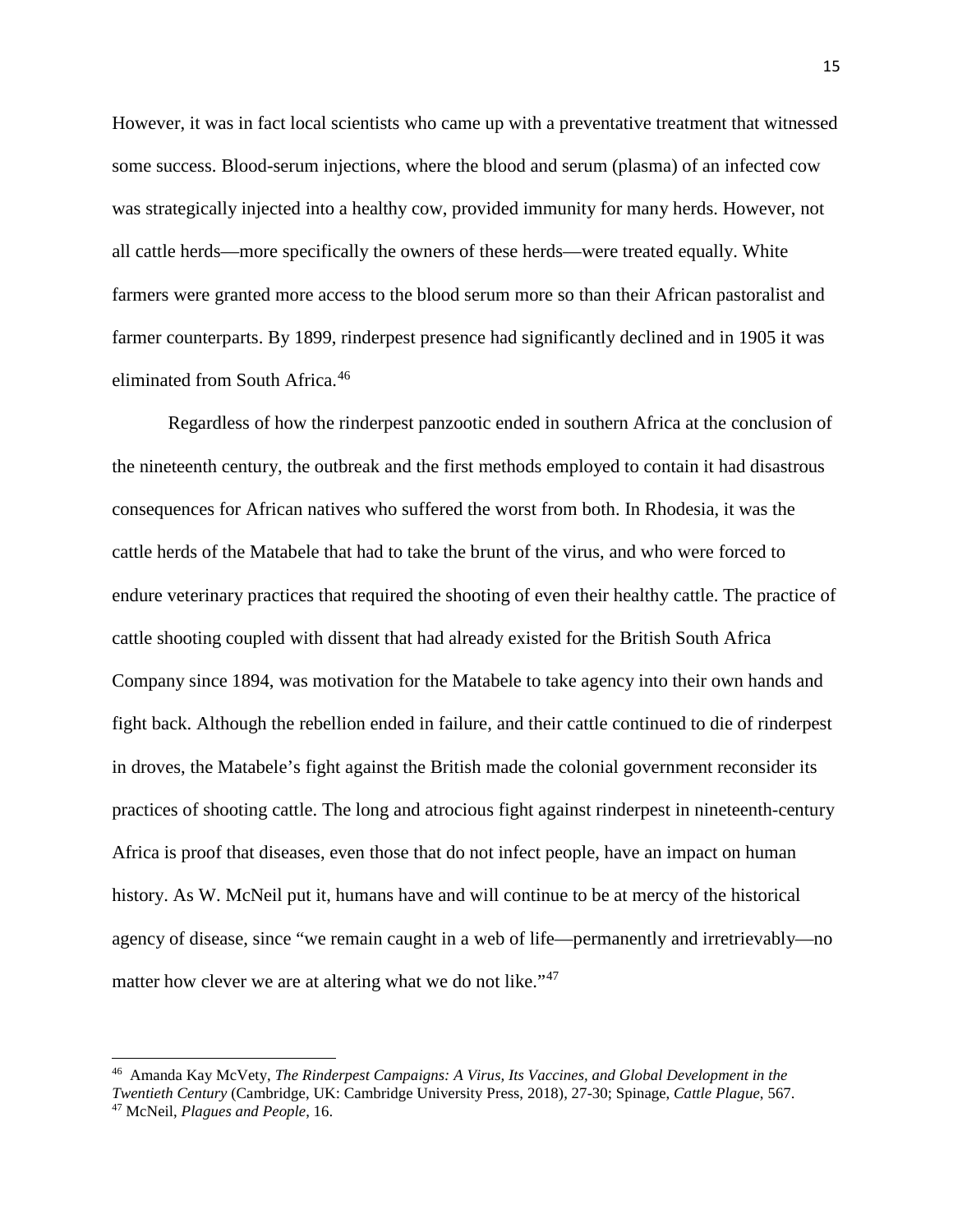However, it was in fact local scientists who came up with a preventative treatment that witnessed some success. Blood-serum injections, where the blood and serum (plasma) of an infected cow was strategically injected into a healthy cow, provided immunity for many herds. However, not all cattle herds—more specifically the owners of these herds—were treated equally. White farmers were granted more access to the blood serum more so than their African pastoralist and farmer counterparts. By 1899, rinderpest presence had significantly declined and in 1905 it was eliminated from South Africa.[46]

Regardless of how the rinderpest panzootic ended in southern Africa at the conclusion of the nineteenth century, the outbreak and the first methods employed to contain it had disastrous consequences for African natives who suffered the worst from both. In Rhodesia, it was the cattle herds of the Matabele that had to take the brunt of the virus, and who were forced to endure veterinary practices that required the shooting of even their healthy cattle. The practice of cattle shooting coupled with dissent that had already existed for the British South Africa Company since 1894, was motivation for the Matabele to take agency into their own hands and fight back. Although the rebellion ended in failure, and their cattle continued to die of rinderpest in droves, the Matabele's fight against the British made the colonial government reconsider its practices of shooting cattle. The long and atrocious fight against rinderpest in nineteenth-century Africa is proof that diseases, even those that do not infect people, have an impact on human history. As W. McNeil put it, humans have and will continue to be at mercy of the historical agency of disease, since "we remain caught in a web of life—permanently and irretrievably—no matter how clever we are at altering what we do not like."[47]

---

[46] Amanda Kay McVety, *The Rinderpest Campaigns: A Virus, Its Vaccines, and Global Development in the Twentieth Century* (Cambridge, UK: Cambridge University Press, 2018), 27-30; Spinage, *Cattle Plague*, 567.

[47] McNeil, *Plagues and People*, 16.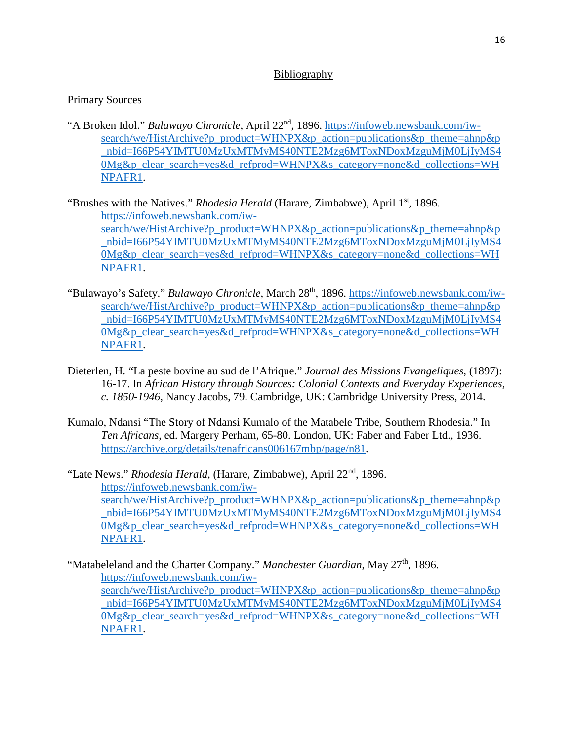## Bibliography

### Primary Sources

"A Broken Idol." *Bulawayo Chronicle*, April 22nd, 1896. https://infoweb.newsbank.com/iw-search/we/HistArchive?p_product=WHNPX&p_action=publications&p_theme=ahnp&p_nbid=I66P54YIMTU0MzUxMTMyMS40NTE2Mzg6MToxNDoxMzguMjM0LjIyMS40Mg&p_clear_search=yes&d_refprod=WHNPX&s_category=none&d_collections=WHNPAFR1.

"Brushes with the Natives." *Rhodesia Herald* (Harare, Zimbabwe), April 1st, 1896. https://infoweb.newsbank.com/iw-search/we/HistArchive?p_product=WHNPX&p_action=publications&p_theme=ahnp&p_nbid=I66P54YIMTU0MzUxMTMyMS40NTE2Mzg6MToxNDoxMzguMjM0LjIyMS40Mg&p_clear_search=yes&d_refprod=WHNPX&s_category=none&d_collections=WHNPAFR1.

"Bulawayo's Safety." *Bulawayo Chronicle*, March 28th, 1896. https://infoweb.newsbank.com/iw-search/we/HistArchive?p_product=WHNPX&p_action=publications&p_theme=ahnp&p_nbid=I66P54YIMTU0MzUxMTMyMS40NTE2Mzg6MToxNDoxMzguMjM0LjIyMS40Mg&p_clear_search=yes&d_refprod=WHNPX&s_category=none&d_collections=WHNPAFR1.

Dieterlen, H. "La peste bovine au sud de l'Afrique." *Journal des Missions Evangeliques,* (1897): 16-17. In *African History through Sources: Colonial Contexts and Everyday Experiences, c. 1850-1946*, Nancy Jacobs, 79. Cambridge, UK: Cambridge University Press, 2014.

Kumalo, Ndansi "The Story of Ndansi Kumalo of the Matabele Tribe, Southern Rhodesia." In *Ten Africans*, ed. Margery Perham, 65-80. London, UK: Faber and Faber Ltd., 1936. https://archive.org/details/tenafricans006167mbp/page/n81.

"Late News." *Rhodesia Herald*, (Harare, Zimbabwe), April 22nd, 1896. https://infoweb.newsbank.com/iw-search/we/HistArchive?p_product=WHNPX&p_action=publications&p_theme=ahnp&p_nbid=I66P54YIMTU0MzUxMTMyMS40NTE2Mzg6MToxNDoxMzguMjM0LjIyMS40Mg&p_clear_search=yes&d_refprod=WHNPX&s_category=none&d_collections=WHNPAFR1.

"Matabeleland and the Charter Company." *Manchester Guardian*, May 27th, 1896. https://infoweb.newsbank.com/iw-search/we/HistArchive?p_product=WHNPX&p_action=publications&p_theme=ahnp&p_nbid=I66P54YIMTU0MzUxMTMyMS40NTE2Mzg6MToxNDoxMzguMjM0LjIyMS40Mg&p_clear_search=yes&d_refprod=WHNPX&s_category=none&d_collections=WHNPAFR1.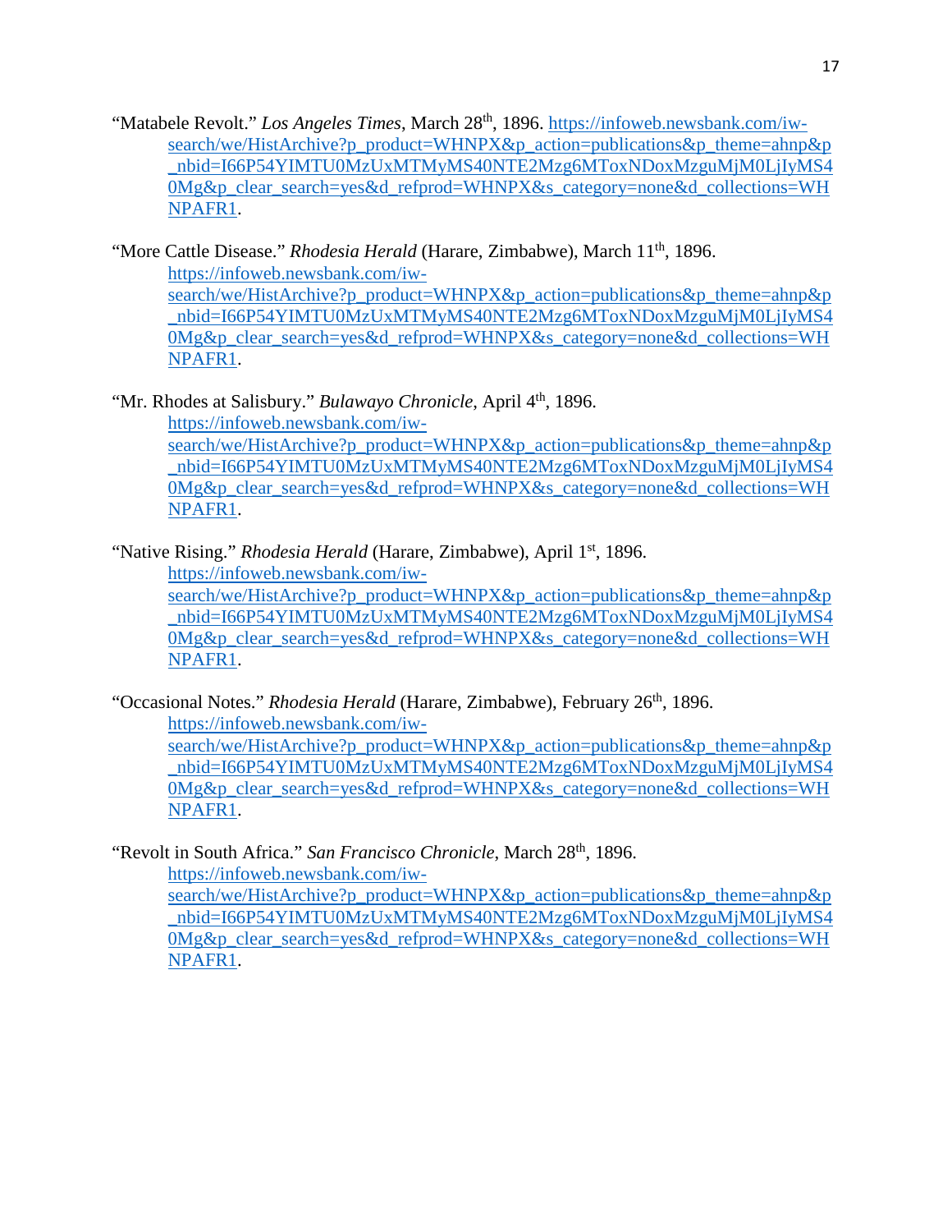"Matabele Revolt." *Los Angeles Times*, March 28th, 1896. https://infoweb.newsbank.com/iw-search/we/HistArchive?p_product=WHNPX&p_action=publications&p_theme=ahnp&p_nbid=I66P54YIMTU0MzUxMTMyMS40NTE2Mzg6MToxNDoxMzguMjM0LjIyMS40Mg&p_clear_search=yes&d_refprod=WHNPX&s_category=none&d_collections=WHNPAFR1.

"More Cattle Disease." *Rhodesia Herald* (Harare, Zimbabwe), March 11th, 1896. https://infoweb.newsbank.com/iw-search/we/HistArchive?p_product=WHNPX&p_action=publications&p_theme=ahnp&p_nbid=I66P54YIMTU0MzUxMTMyMS40NTE2Mzg6MToxNDoxMzguMjM0LjIyMS40Mg&p_clear_search=yes&d_refprod=WHNPX&s_category=none&d_collections=WHNPAFR1.

"Mr. Rhodes at Salisbury." *Bulawayo Chronicle*, April 4th, 1896. https://infoweb.newsbank.com/iw-search/we/HistArchive?p_product=WHNPX&p_action=publications&p_theme=ahnp&p_nbid=I66P54YIMTU0MzUxMTMyMS40NTE2Mzg6MToxNDoxMzguMjM0LjIyMS40Mg&p_clear_search=yes&d_refprod=WHNPX&s_category=none&d_collections=WHNPAFR1.

"Native Rising." *Rhodesia Herald* (Harare, Zimbabwe), April 1st, 1896. https://infoweb.newsbank.com/iw-search/we/HistArchive?p_product=WHNPX&p_action=publications&p_theme=ahnp&p_nbid=I66P54YIMTU0MzUxMTMyMS40NTE2Mzg6MToxNDoxMzguMjM0LjIyMS40Mg&p_clear_search=yes&d_refprod=WHNPX&s_category=none&d_collections=WHNPAFR1.

"Occasional Notes." *Rhodesia Herald* (Harare, Zimbabwe), February 26th, 1896. https://infoweb.newsbank.com/iw-search/we/HistArchive?p_product=WHNPX&p_action=publications&p_theme=ahnp&p_nbid=I66P54YIMTU0MzUxMTMyMS40NTE2Mzg6MToxNDoxMzguMjM0LjIyMS40Mg&p_clear_search=yes&d_refprod=WHNPX&s_category=none&d_collections=WHNPAFR1.

"Revolt in South Africa." *San Francisco Chronicle*, March 28th, 1896. https://infoweb.newsbank.com/iw-search/we/HistArchive?p_product=WHNPX&p_action=publications&p_theme=ahnp&p_nbid=I66P54YIMTU0MzUxMTMyMS40NTE2Mzg6MToxNDoxMzguMjM0LjIyMS40Mg&p_clear_search=yes&d_refprod=WHNPX&s_category=none&d_collections=WHNPAFR1.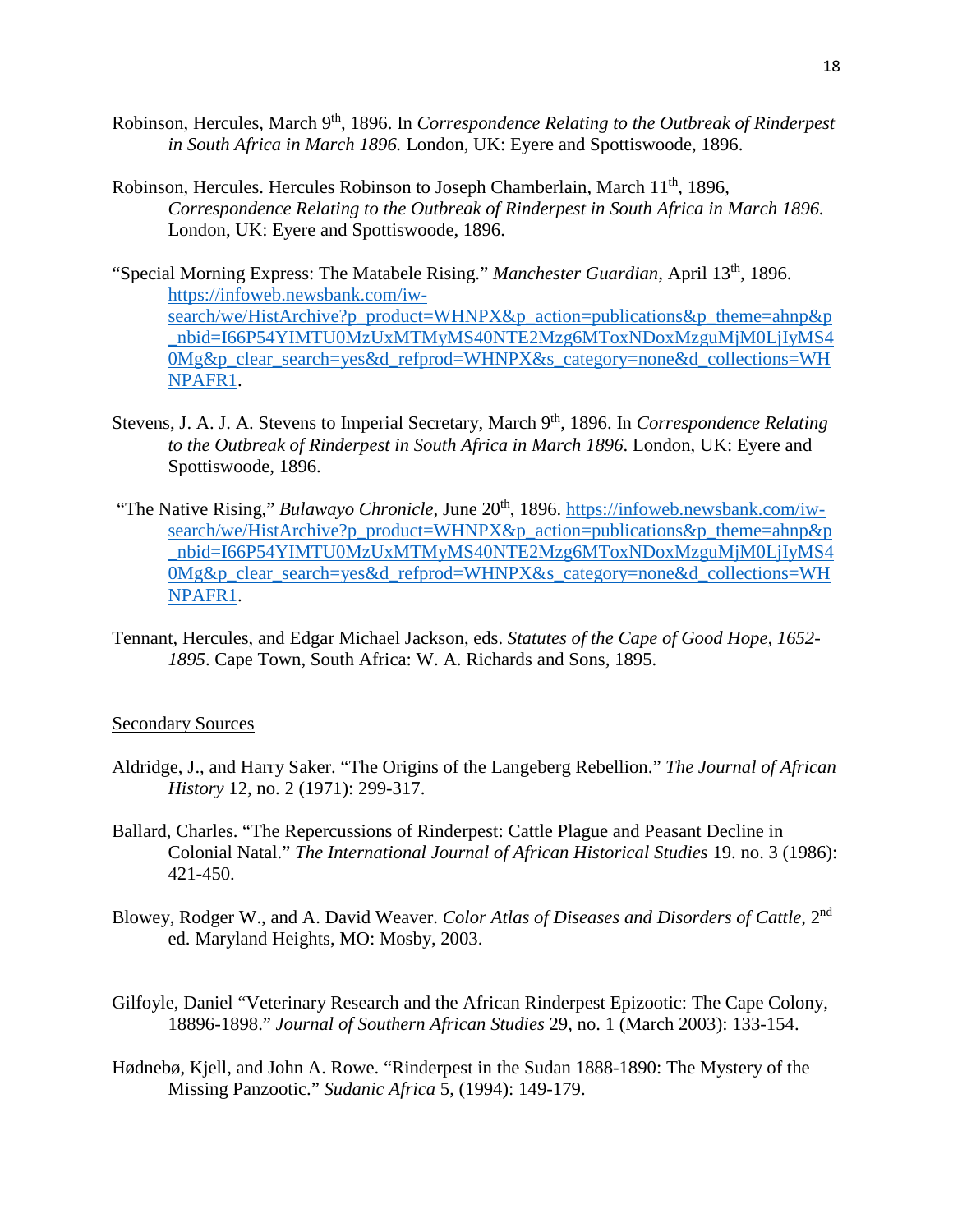Robinson, Hercules, March 9th, 1896. In *Correspondence Relating to the Outbreak of Rinderpest in South Africa in March 1896.* London, UK: Eyere and Spottiswoode, 1896.

Robinson, Hercules. Hercules Robinson to Joseph Chamberlain, March 11th, 1896, *Correspondence Relating to the Outbreak of Rinderpest in South Africa in March 1896.* London, UK: Eyere and Spottiswoode, 1896.

"Special Morning Express: The Matabele Rising." *Manchester Guardian*, April 13th, 1896. https://infoweb.newsbank.com/iw-search/we/HistArchive?p_product=WHNPX&p_action=publications&p_theme=ahnp&p_nbid=I66P54YIMTU0MzUxMTMyMS40NTE2Mzg6MToxNDoxMzguMjM0LjIyMS40Mg&p_clear_search=yes&d_refprod=WHNPX&s_category=none&d_collections=WHNPAFR1.

Stevens, J. A. J. A. Stevens to Imperial Secretary, March 9th, 1896. In *Correspondence Relating to the Outbreak of Rinderpest in South Africa in March 1896*. London, UK: Eyere and Spottiswoode, 1896.

"The Native Rising," *Bulawayo Chronicle*, June 20th, 1896. https://infoweb.newsbank.com/iw-search/we/HistArchive?p_product=WHNPX&p_action=publications&p_theme=ahnp&p_nbid=I66P54YIMTU0MzUxMTMyMS40NTE2Mzg6MToxNDoxMzguMjM0LjIyMS40Mg&p_clear_search=yes&d_refprod=WHNPX&s_category=none&d_collections=WHNPAFR1.

Tennant, Hercules, and Edgar Michael Jackson, eds. *Statutes of the Cape of Good Hope, 1652-1895*. Cape Town, South Africa: W. A. Richards and Sons, 1895.

## Secondary Sources

Aldridge, J., and Harry Saker. "The Origins of the Langeberg Rebellion." *The Journal of African History* 12, no. 2 (1971): 299-317.

Ballard, Charles. "The Repercussions of Rinderpest: Cattle Plague and Peasant Decline in Colonial Natal." *The International Journal of African Historical Studies* 19. no. 3 (1986): 421-450.

Blowey, Rodger W., and A. David Weaver. *Color Atlas of Diseases and Disorders of Cattle*, 2nd ed. Maryland Heights, MO: Mosby, 2003.

Gilfoyle, Daniel "Veterinary Research and the African Rinderpest Epizootic: The Cape Colony, 18896-1898." *Journal of Southern African Studies* 29, no. 1 (March 2003): 133-154.

Hødnebø, Kjell, and John A. Rowe. "Rinderpest in the Sudan 1888-1890: The Mystery of the Missing Panzootic." *Sudanic Africa* 5, (1994): 149-179.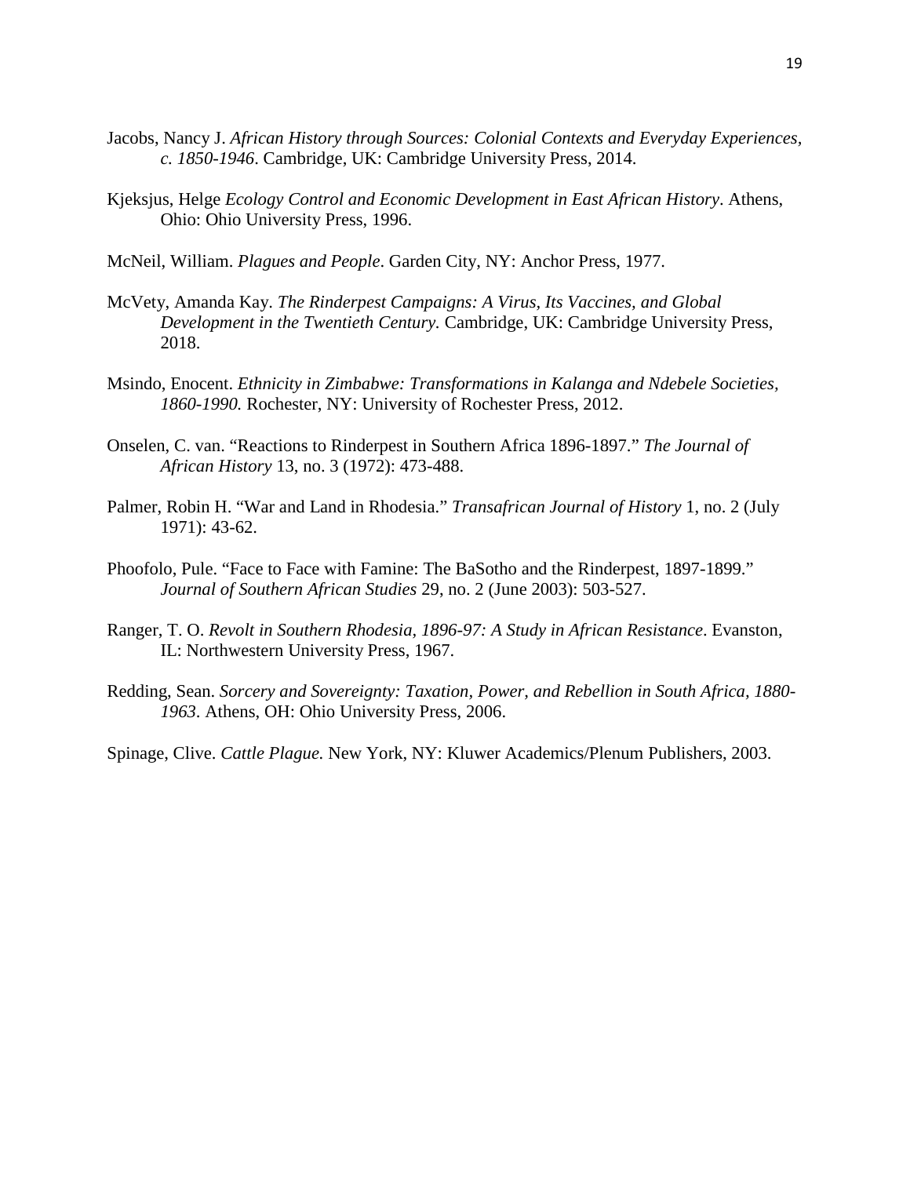Jacobs, Nancy J. *African History through Sources: Colonial Contexts and Everyday Experiences, c. 1850-1946*. Cambridge, UK: Cambridge University Press, 2014.

Kjeksjus, Helge *Ecology Control and Economic Development in East African History*. Athens, Ohio: Ohio University Press, 1996.

McNeil, William. *Plagues and People*. Garden City, NY: Anchor Press, 1977.

McVety, Amanda Kay. *The Rinderpest Campaigns: A Virus, Its Vaccines, and Global Development in the Twentieth Century*. Cambridge, UK: Cambridge University Press, 2018.

Msindo, Enocent. *Ethnicity in Zimbabwe: Transformations in Kalanga and Ndebele Societies, 1860-1990.* Rochester, NY: University of Rochester Press, 2012.

Onselen, C. van. "Reactions to Rinderpest in Southern Africa 1896-1897." *The Journal of African History* 13, no. 3 (1972): 473-488.

Palmer, Robin H. "War and Land in Rhodesia." *Transafrican Journal of History* 1, no. 2 (July 1971): 43-62.

Phoofolo, Pule. "Face to Face with Famine: The BaSotho and the Rinderpest, 1897-1899." *Journal of Southern African Studies* 29, no. 2 (June 2003): 503-527.

Ranger, T. O. *Revolt in Southern Rhodesia, 1896-97: A Study in African Resistance*. Evanston, IL: Northwestern University Press, 1967.

Redding, Sean. *Sorcery and Sovereignty: Taxation, Power, and Rebellion in South Africa, 1880-1963*. Athens, OH: Ohio University Press, 2006.

Spinage, Clive. *Cattle Plague.* New York, NY: Kluwer Academics/Plenum Publishers, 2003.